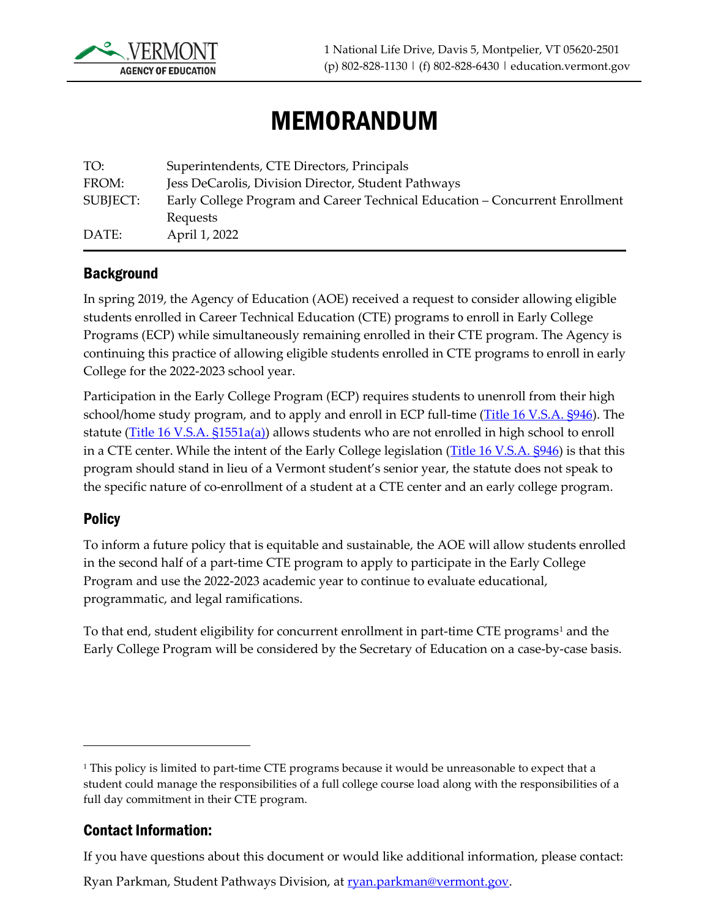VERMONT AGENCY OF EDUCATION

1 National Life Drive, Davis 5, Montpelier, VT 05620-2501
(p) 802-828-1130 | (f) 802-828-6430 | education.vermont.gov

# MEMORANDUM

| | |
|---|---|
| TO: | Superintendents, CTE Directors, Principals |
| FROM: | Jess DeCarolis, Division Director, Student Pathways |
| SUBJECT: | Early College Program and Career Technical Education – Concurrent Enrollment Requests |
| DATE: | April 1, 2022 |

## Background

In spring 2019, the Agency of Education (AOE) received a request to consider allowing eligible students enrolled in Career Technical Education (CTE) programs to enroll in Early College Programs (ECP) while simultaneously remaining enrolled in their CTE program. The Agency is continuing this practice of allowing eligible students enrolled in CTE programs to enroll in early College for the 2022-2023 school year.

Participation in the Early College Program (ECP) requires students to unenroll from their high school/home study program, and to apply and enroll in ECP full-time (Title 16 V.S.A. §946). The statute (Title 16 V.S.A. §1551a(a)) allows students who are not enrolled in high school to enroll in a CTE center. While the intent of the Early College legislation (Title 16 V.S.A. §946) is that this program should stand in lieu of a Vermont student's senior year, the statute does not speak to the specific nature of co-enrollment of a student at a CTE center and an early college program.

## Policy

To inform a future policy that is equitable and sustainable, the AOE will allow students enrolled in the second half of a part-time CTE program to apply to participate in the Early College Program and use the 2022-2023 academic year to continue to evaluate educational, programmatic, and legal ramifications.

To that end, student eligibility for concurrent enrollment in part-time CTE programs[1] and the Early College Program will be considered by the Secretary of Education on a case-by-case basis.

[1] This policy is limited to part-time CTE programs because it would be unreasonable to expect that a student could manage the responsibilities of a full college course load along with the responsibilities of a full day commitment in their CTE program.

## Contact Information:

If you have questions about this document or would like additional information, please contact:

Ryan Parkman, Student Pathways Division, at ryan.parkman@vermont.gov.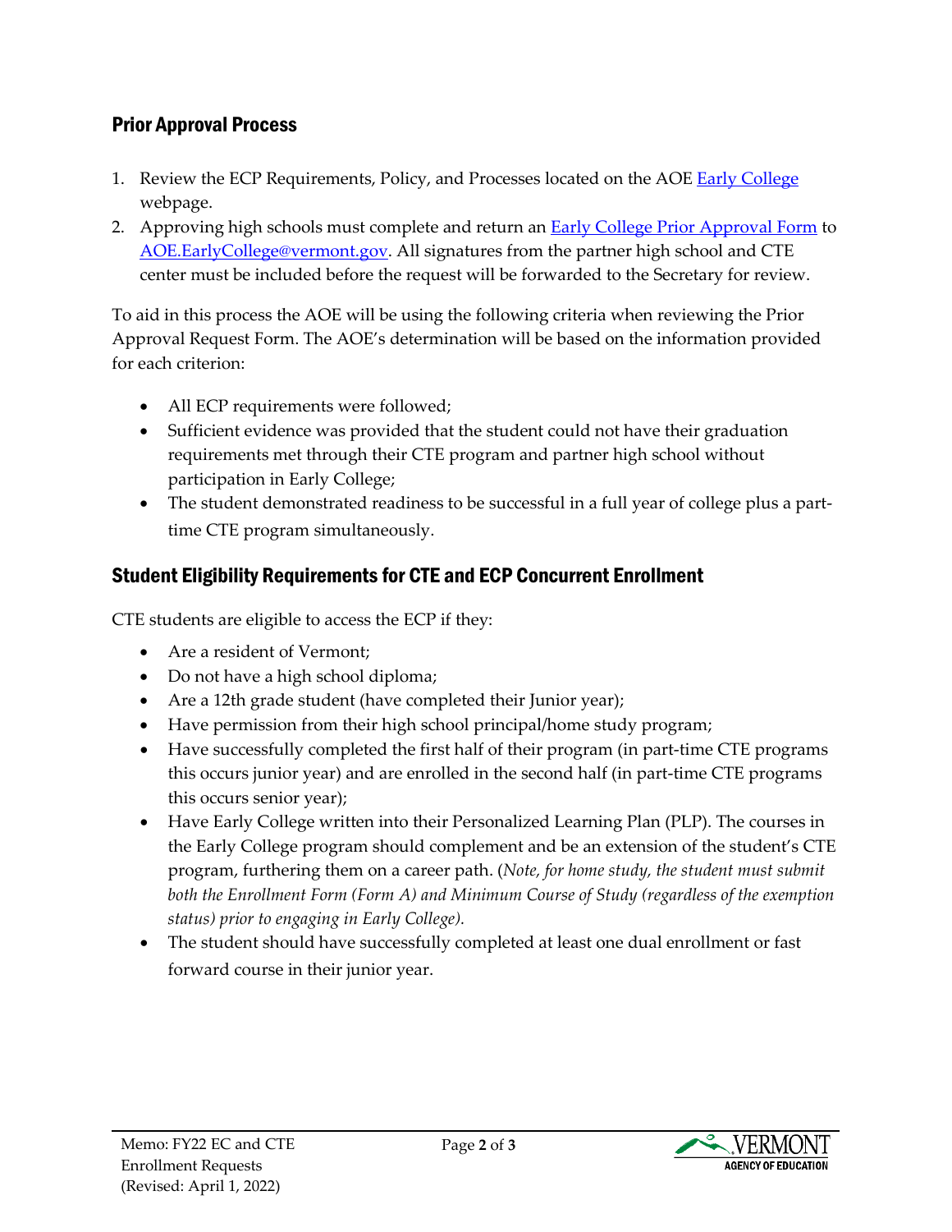## Prior Approval Process

1. Review the ECP Requirements, Policy, and Processes located on the AOE [Early College](#) webpage.
2. Approving high schools must complete and return an [Early College Prior Approval Form](#) to [AOE.EarlyCollege@vermont.gov](mailto:AOE.EarlyCollege@vermont.gov). All signatures from the partner high school and CTE center must be included before the request will be forwarded to the Secretary for review.

To aid in this process the AOE will be using the following criteria when reviewing the Prior Approval Request Form. The AOE's determination will be based on the information provided for each criterion:

- All ECP requirements were followed;
- Sufficient evidence was provided that the student could not have their graduation requirements met through their CTE program and partner high school without participation in Early College;
- The student demonstrated readiness to be successful in a full year of college plus a part-time CTE program simultaneously.

## Student Eligibility Requirements for CTE and ECP Concurrent Enrollment

CTE students are eligible to access the ECP if they:

- Are a resident of Vermont;
- Do not have a high school diploma;
- Are a 12th grade student (have completed their Junior year);
- Have permission from their high school principal/home study program;
- Have successfully completed the first half of their program (in part-time CTE programs this occurs junior year) and are enrolled in the second half (in part-time CTE programs this occurs senior year);
- Have Early College written into their Personalized Learning Plan (PLP). The courses in the Early College program should complement and be an extension of the student's CTE program, furthering them on a career path. (*Note, for home study, the student must submit both the Enrollment Form (Form A) and Minimum Course of Study (regardless of the exemption status) prior to engaging in Early College).*
- The student should have successfully completed at least one dual enrollment or fast forward course in their junior year.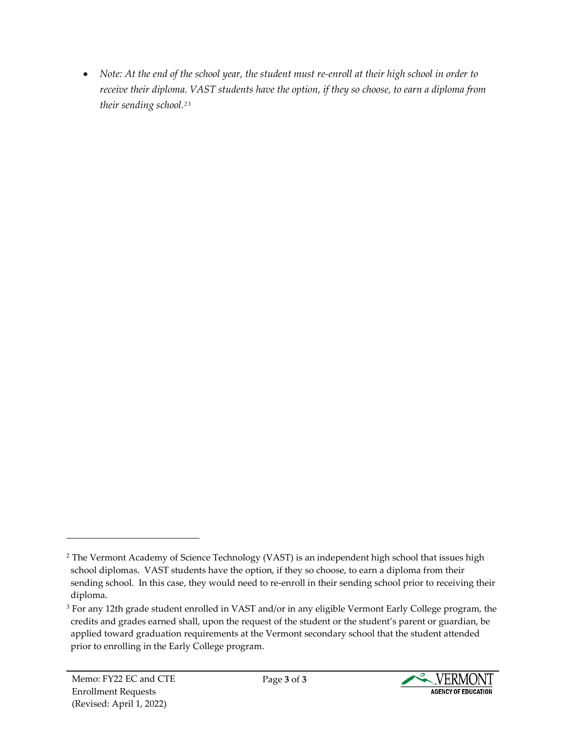- *Note: At the end of the school year, the student must re-enroll at their high school in order to receive their diploma. VAST students have the option, if they so choose, to earn a diploma from their sending school.*[2 3]

---

[2] The Vermont Academy of Science Technology (VAST) is an independent high school that issues high school diplomas. VAST students have the option, if they so choose, to earn a diploma from their sending school. In this case, they would need to re-enroll in their sending school prior to receiving their diploma.

[3] For any 12th grade student enrolled in VAST and/or in any eligible Vermont Early College program, the credits and grades earned shall, upon the request of the student or the student's parent or guardian, be applied toward graduation requirements at the Vermont secondary school that the student attended prior to enrolling in the Early College program.